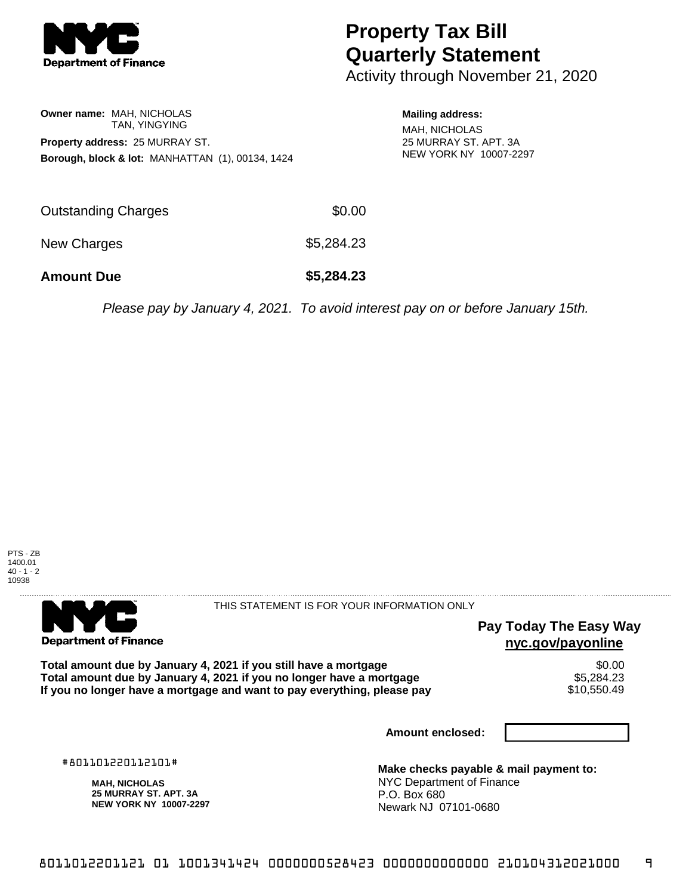# Property Tax Bill Quarterly Statement

Activity through November 21, 2020

**Owner name:** MAH, NICHOLAS
TAN, YINGYING

**Property address:** 25 MURRAY ST.

**Borough, block & lot:** MANHATTAN (1), 00134, 1424

**Mailing address:**
MAH, NICHOLAS
25 MURRAY ST. APT. 3A
NEW YORK NY 10007-2297

| | |
|---|---|
| Outstanding Charges | $0.00 |
| New Charges | $5,284.23 |
| **Amount Due** | **$5,284.23** |

*Please pay by January 4, 2021. To avoid interest pay on or before January 15th.*

PTS - ZB
1400.01
40 - 1 - 2
10938

THIS STATEMENT IS FOR YOUR INFORMATION ONLY

**Pay Today The Easy Way**
**nyc.gov/payonline**

| | |
|---|---|
| **Total amount due by January 4, 2021 if you still have a mortgage** | $0.00 |
| **Total amount due by January 4, 2021 if you no longer have a mortgage** | $5,284.23 |
| **If you no longer have a mortgage and want to pay everything, please pay** | $10,550.49 |

**Amount enclosed:**

#801101220112101#

**MAH, NICHOLAS**
**25 MURRAY ST. APT. 3A**
**NEW YORK NY 10007-2297**

**Make checks payable & mail payment to:**
NYC Department of Finance
P.O. Box 680
Newark NJ 07101-0680

8011012201121 01 1001341424 0000000528423 0000000000000 210104312021000 9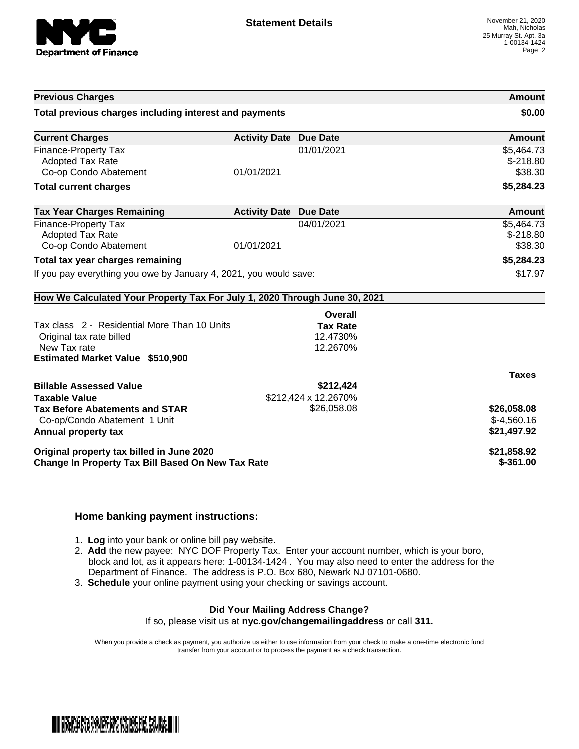# Statement Details

November 21, 2020
Mah, Nicholas
25 Murray St. Apt. 3a
1-00134-1424

| Previous Charges | | | Amount |
|---|---|---|---|
| **Total previous charges including interest and payments** | | | **$0.00** |

| Current Charges | Activity Date | Due Date | Amount |
|---|---|---|---|
| Finance-Property Tax | | 01/01/2021 | $5,464.73 |
| Adopted Tax Rate | | | $-218.80 |
| Co-op Condo Abatement | 01/01/2021 | | $38.30 |
| **Total current charges** | | | **$5,284.23** |

| Tax Year Charges Remaining | Activity Date | Due Date | Amount |
|---|---|---|---|
| Finance-Property Tax | | 04/01/2021 | $5,464.73 |
| Adopted Tax Rate | | | $-218.80 |
| Co-op Condo Abatement | 01/01/2021 | | $38.30 |
| **Total tax year charges remaining** | | | **$5,284.23** |
| If you pay everything you owe by January 4, 2021, you would save: | | | $17.97 |

## How We Calculated Your Property Tax For July 1, 2020 Through June 30, 2021

| | Overall Tax Rate | Taxes |
|---|---|---|
| Tax class 2 - Residential More Than 10 Units | | |
| Original tax rate billed | 12.4730% | |
| New Tax rate | 12.2670% | |
| **Estimated Market Value $510,900** | | |
| **Billable Assessed Value** | **$212,424** | |
| **Taxable Value** | $212,424 x 12.2670% | |
| **Tax Before Abatements and STAR** | $26,058.08 | **$26,058.08** |
| Co-op/Condo Abatement 1 Unit | | $-4,560.16 |
| **Annual property tax** | | **$21,497.92** |
| **Original property tax billed in June 2020** | | **$21,858.92** |
| **Change In Property Tax Bill Based On New Tax Rate** | | **$-361.00** |

### Home banking payment instructions:

1. **Log** into your bank or online bill pay website.
2. **Add** the new payee: NYC DOF Property Tax. Enter your account number, which is your boro, block and lot, as it appears here: 1-00134-1424 . You may also need to enter the address for the Department of Finance. The address is P.O. Box 680, Newark NJ 07101-0680.
3. **Schedule** your online payment using your checking or savings account.

**Did Your Mailing Address Change?**
If so, please visit us at **nyc.gov/changemailingaddress** or call **311.**

When you provide a check as payment, you authorize us either to use information from your check to make a one-time electronic fund transfer from your account or to process the payment as a check transaction.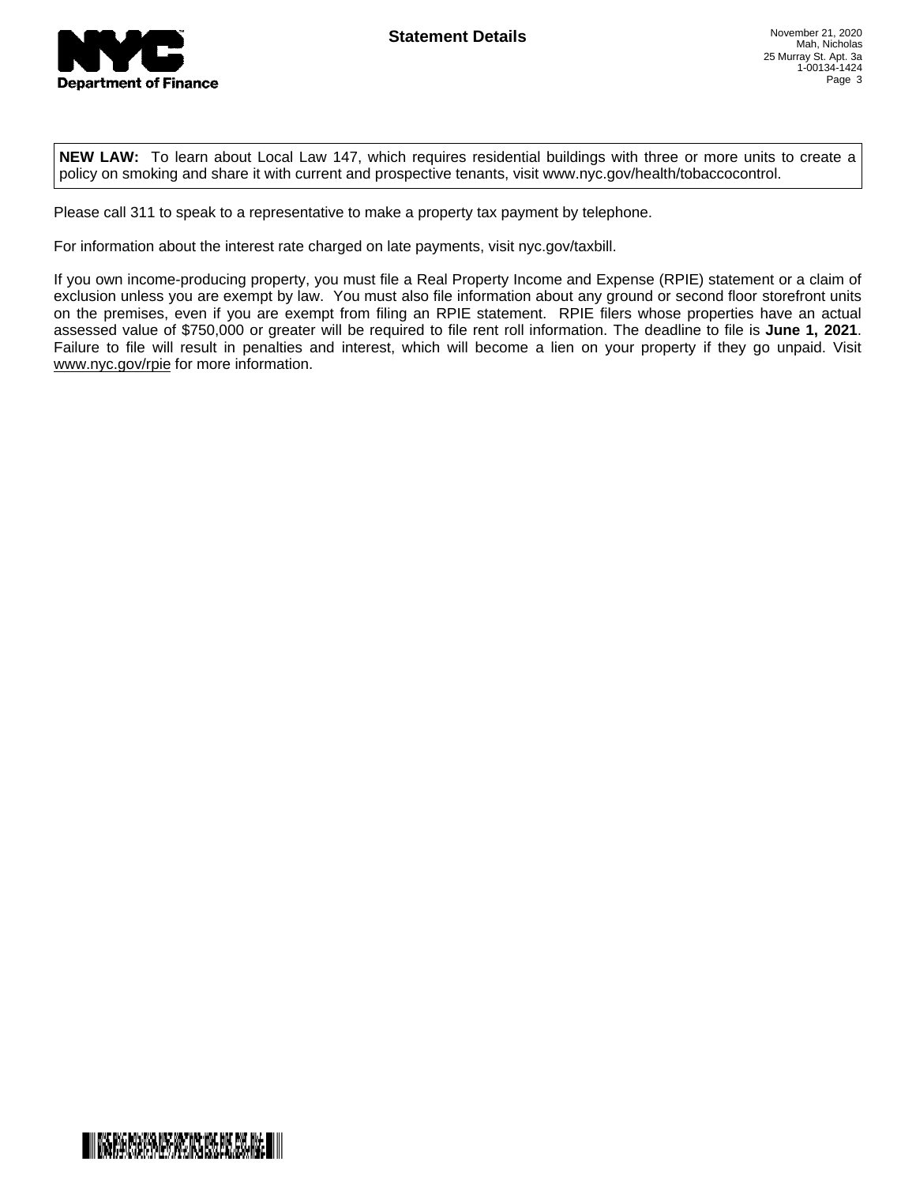**NEW LAW:** To learn about Local Law 147, which requires residential buildings with three or more units to create a policy on smoking and share it with current and prospective tenants, visit www.nyc.gov/health/tobaccocontrol.

Please call 311 to speak to a representative to make a property tax payment by telephone.

For information about the interest rate charged on late payments, visit nyc.gov/taxbill.

If you own income-producing property, you must file a Real Property Income and Expense (RPIE) statement or a claim of exclusion unless you are exempt by law. You must also file information about any ground or second floor storefront units on the premises, even if you are exempt from filing an RPIE statement. RPIE filers whose properties have an actual assessed value of $750,000 or greater will be required to file rent roll information. The deadline to file is **June 1, 2021**. Failure to file will result in penalties and interest, which will become a lien on your property if they go unpaid. Visit www.nyc.gov/rpie for more information.